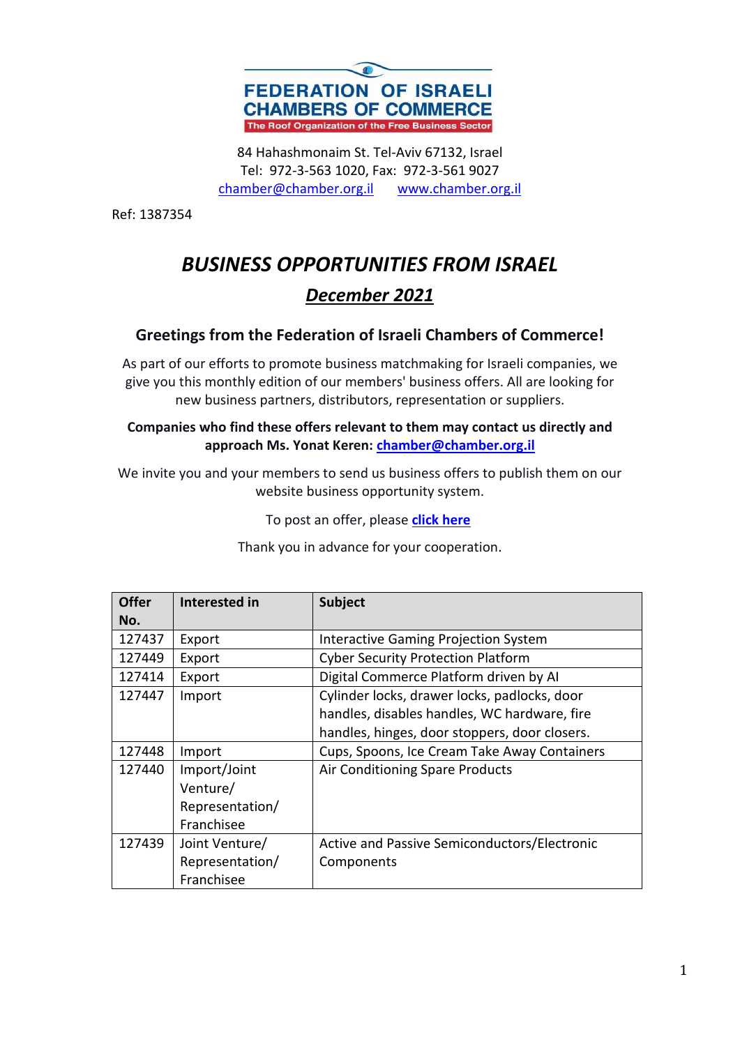**FEDERATION OF ISRAELI CHAMBERS OF COMMERCE**

The Roof Organization of the Free Business Sector

84 Hahashmonaim St. Tel-Aviv 67132, Israel
Tel: 972-3-563 1020, Fax: 972-3-561 9027
chamber@chamber.org.il www.chamber.org.il

Ref: 1387354

# *BUSINESS OPPORTUNITIES FROM ISRAEL*

## *December 2021*

### Greetings from the Federation of Israeli Chambers of Commerce!

As part of our efforts to promote business matchmaking for Israeli companies, we give you this monthly edition of our members' business offers. All are looking for new business partners, distributors, representation or suppliers.

**Companies who find these offers relevant to them may contact us directly and approach Ms. Yonat Keren: chamber@chamber.org.il**

We invite you and your members to send us business offers to publish them on our website business opportunity system.

To post an offer, please **click here**

Thank you in advance for your cooperation.

| Offer No. | Interested in | Subject |
|---|---|---|
| 127437 | Export | Interactive Gaming Projection System |
| 127449 | Export | Cyber Security Protection Platform |
| 127414 | Export | Digital Commerce Platform driven by AI |
| 127447 | Import | Cylinder locks, drawer locks, padlocks, door handles, disables handles, WC hardware, fire handles, hinges, door stoppers, door closers. |
| 127448 | Import | Cups, Spoons, Ice Cream Take Away Containers |
| 127440 | Import/Joint Venture/ Representation/ Franchisee | Air Conditioning Spare Products |
| 127439 | Joint Venture/ Representation/ Franchisee | Active and Passive Semiconductors/Electronic Components |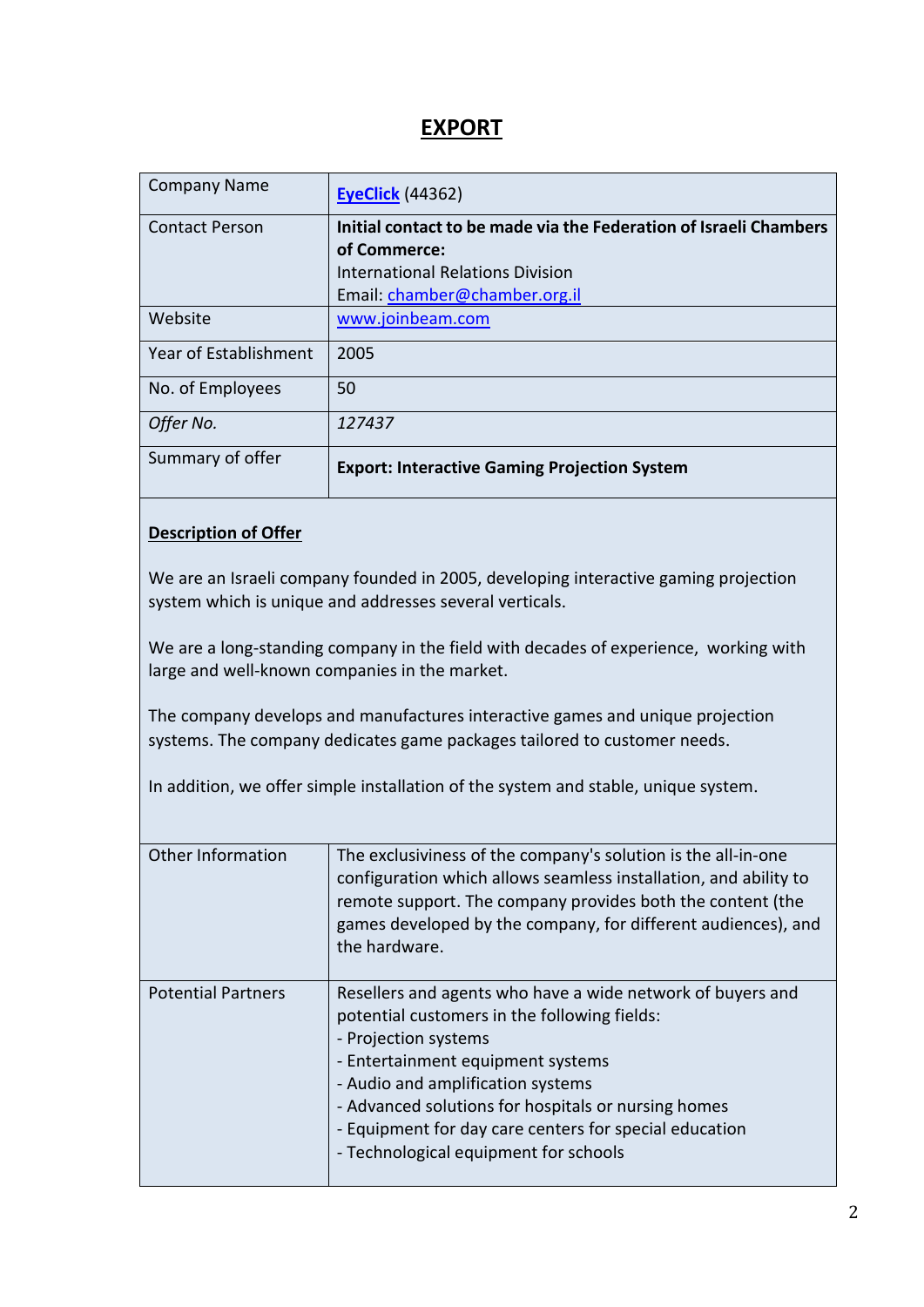# EXPORT

| Company Name | **EyeClick** (44362) |
|---|---|
| Contact Person | **Initial contact to be made via the Federation of Israeli Chambers of Commerce:**<br>International Relations Division<br>Email: chamber@chamber.org.il |
| Website | www.joinbeam.com |
| Year of Establishment | 2005 |
| No. of Employees | 50 |
| *Offer No.* | *127437* |
| Summary of offer | **Export: Interactive Gaming Projection System** |

**Description of Offer**

We are an Israeli company founded in 2005, developing interactive gaming projection system which is unique and addresses several verticals.

We are a long-standing company in the field with decades of experience, working with large and well-known companies in the market.

The company develops and manufactures interactive games and unique projection systems. The company dedicates game packages tailored to customer needs.

In addition, we offer simple installation of the system and stable, unique system.

| Other Information | The exclusiviness of the company's solution is the all-in-one configuration which allows seamless installation, and ability to remote support. The company provides both the content (the games developed by the company, for different audiences), and the hardware. |
|---|---|
| Potential Partners | Resellers and agents who have a wide network of buyers and potential customers in the following fields:<br>- Projection systems<br>- Entertainment equipment systems<br>- Audio and amplification systems<br>- Advanced solutions for hospitals or nursing homes<br>- Equipment for day care centers for special education<br>- Technological equipment for schools |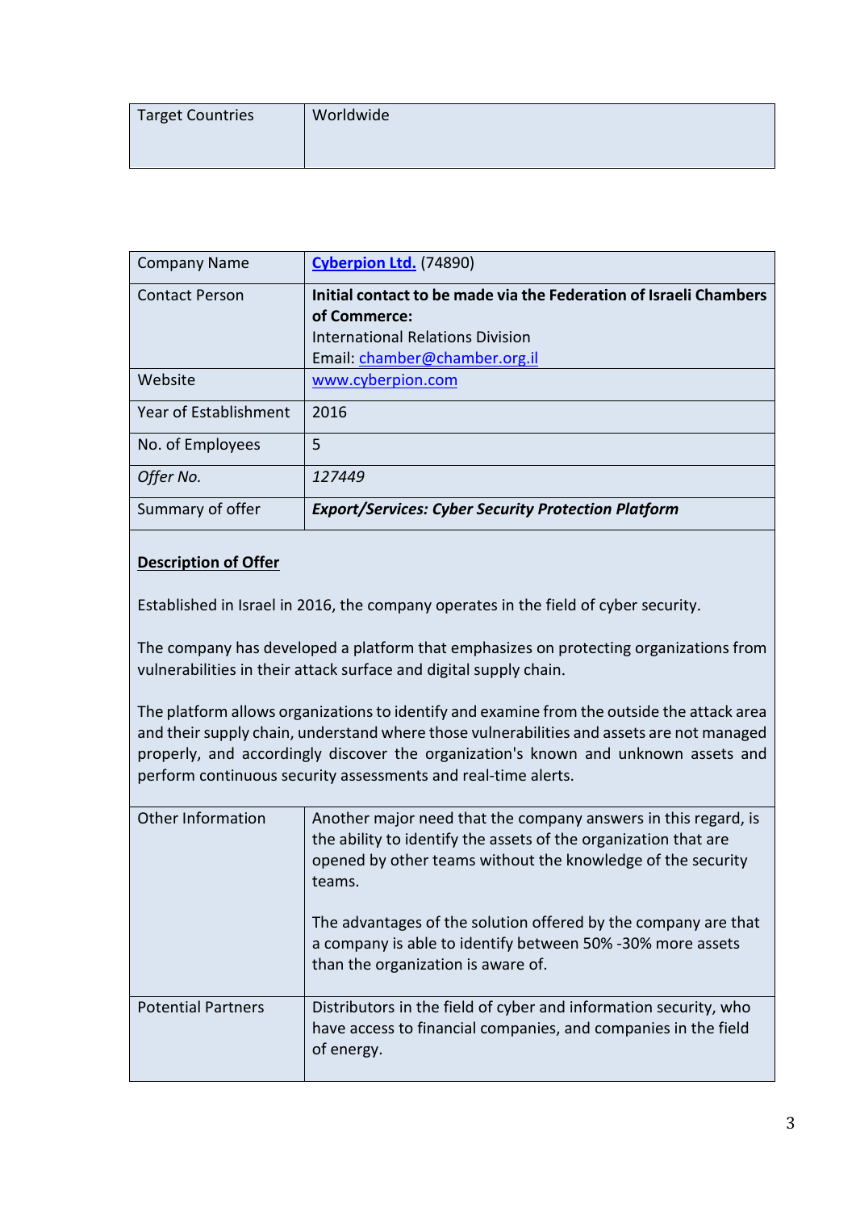| Target Countries | Worldwide |
|---|---|

| Company Name | [Cyberpion Ltd.](#) (74890) |
|---|---|
| Contact Person | **Initial contact to be made via the Federation of Israeli Chambers of Commerce:**<br>International Relations Division<br>Email: chamber@chamber.org.il |
| Website | www.cyberpion.com |
| Year of Establishment | 2016 |
| No. of Employees | 5 |
| *Offer No.* | *127449* |
| Summary of offer | ***Export/Services: Cyber Security Protection Platform*** |

**Description of Offer**

Established in Israel in 2016, the company operates in the field of cyber security.

The company has developed a platform that emphasizes on protecting organizations from vulnerabilities in their attack surface and digital supply chain.

The platform allows organizations to identify and examine from the outside the attack area and their supply chain, understand where those vulnerabilities and assets are not managed properly, and accordingly discover the organization's known and unknown assets and perform continuous security assessments and real-time alerts.

| Other Information | Another major need that the company answers in this regard, is the ability to identify the assets of the organization that are opened by other teams without the knowledge of the security teams.<br><br>The advantages of the solution offered by the company are that a company is able to identify between 50% -30% more assets than the organization is aware of. |
|---|---|
| Potential Partners | Distributors in the field of cyber and information security, who have access to financial companies, and companies in the field of energy. |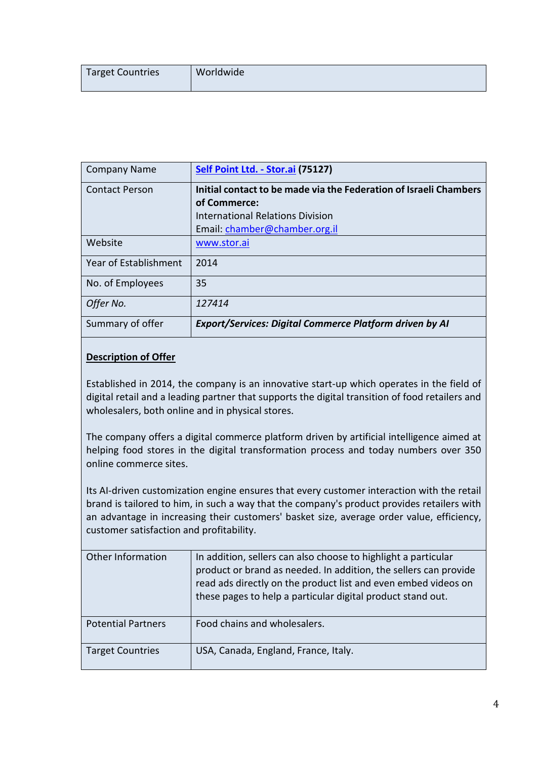| Target Countries | Worldwide |
|---|---|

| Company Name | **[Self Point Ltd. - Stor.ai](http://www.stor.ai) (75127)** |
|---|---|
| Contact Person | **Initial contact to be made via the Federation of Israeli Chambers of Commerce:** International Relations Division Email: chamber@chamber.org.il |
| Website | www.stor.ai |
| Year of Establishment | 2014 |
| No. of Employees | 35 |
| *Offer No.* | *127414* |
| Summary of offer | ***Export/Services: Digital Commerce Platform driven by AI*** |

**Description of Offer**

Established in 2014, the company is an innovative start-up which operates in the field of digital retail and a leading partner that supports the digital transition of food retailers and wholesalers, both online and in physical stores.

The company offers a digital commerce platform driven by artificial intelligence aimed at helping food stores in the digital transformation process and today numbers over 350 online commerce sites.

Its AI-driven customization engine ensures that every customer interaction with the retail brand is tailored to him, in such a way that the company's product provides retailers with an advantage in increasing their customers' basket size, average order value, efficiency, customer satisfaction and profitability.

| Other Information | In addition, sellers can also choose to highlight a particular product or brand as needed. In addition, the sellers can provide read ads directly on the product list and even embed videos on these pages to help a particular digital product stand out. |
|---|---|
| Potential Partners | Food chains and wholesalers. |
| Target Countries | USA, Canada, England, France, Italy. |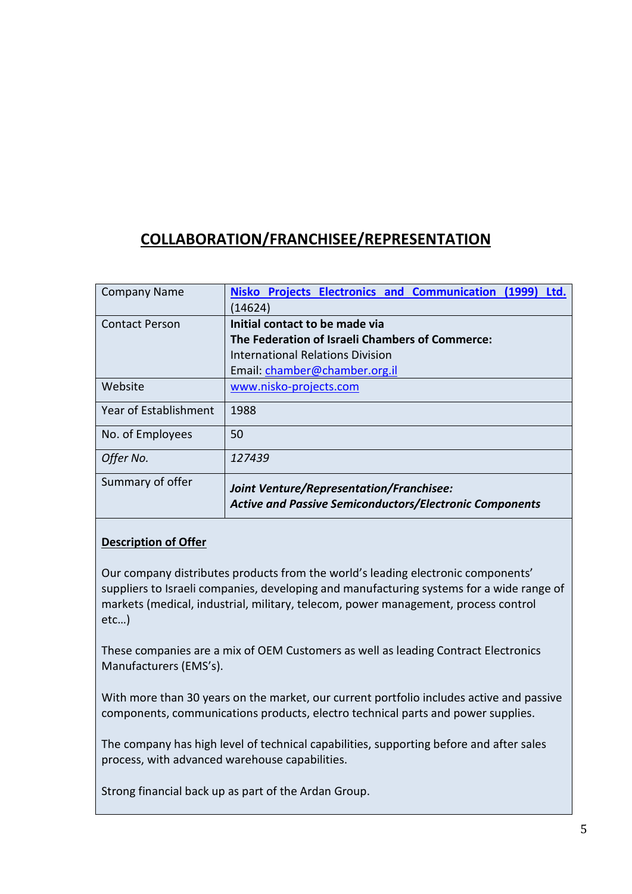## COLLABORATION/FRANCHISEE/REPRESENTATION

| Company Name | **Nisko Projects Electronics and Communication (1999) Ltd.** (14624) |
|---|---|
| Contact Person | **Initial contact to be made via** **The Federation of Israeli Chambers of Commerce:** International Relations Division Email: chamber@chamber.org.il |
| Website | www.nisko-projects.com |
| Year of Establishment | 1988 |
| No. of Employees | 50 |
| *Offer No.* | *127439* |
| Summary of offer | ***Joint Venture/Representation/Franchisee: Active and Passive Semiconductors/Electronic Components*** |

**Description of Offer**

Our company distributes products from the world's leading electronic components' suppliers to Israeli companies, developing and manufacturing systems for a wide range of markets (medical, industrial, military, telecom, power management, process control etc…)

These companies are a mix of OEM Customers as well as leading Contract Electronics Manufacturers (EMS's).

With more than 30 years on the market, our current portfolio includes active and passive components, communications products, electro technical parts and power supplies.

The company has high level of technical capabilities, supporting before and after sales process, with advanced warehouse capabilities.

Strong financial back up as part of the Ardan Group.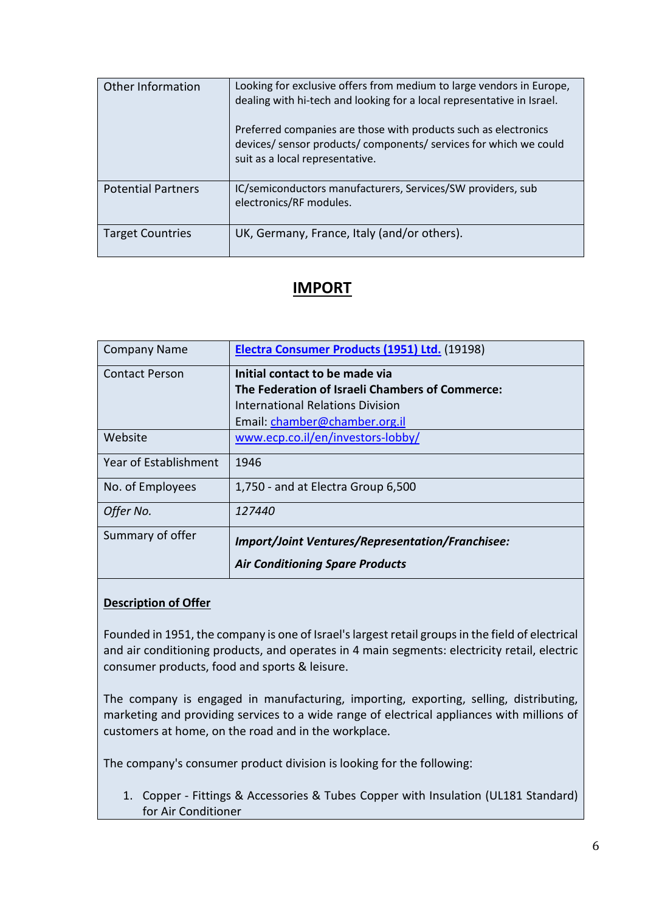| | |
|---|---|
| Other Information | Looking for exclusive offers from medium to large vendors in Europe, dealing with hi-tech and looking for a local representative in Israel.<br><br>Preferred companies are those with products such as electronics devices/ sensor products/ components/ services for which we could suit as a local representative. |
| Potential Partners | IC/semiconductors manufacturers, Services/SW providers, sub electronics/RF modules. |
| Target Countries | UK, Germany, France, Italy (and/or others). |

## IMPORT

| | |
|---|---|
| Company Name | **[Electra Consumer Products (1951) Ltd.](http://www.ecp.co.il/en/investors-lobby/)** (19198) |
| Contact Person | **Initial contact to be made via**<br>**The Federation of Israeli Chambers of Commerce:**<br>International Relations Division<br>Email: chamber@chamber.org.il |
| Website | www.ecp.co.il/en/investors-lobby/ |
| Year of Establishment | 1946 |
| No. of Employees | 1,750 - and at Electra Group 6,500 |
| *Offer No.* | *127440* |
| Summary of offer | ***Import/Joint Ventures/Representation/Franchisee:***<br><br>***Air Conditioning Spare Products*** |

**Description of Offer**

Founded in 1951, the company is one of Israel's largest retail groups in the field of electrical and air conditioning products, and operates in 4 main segments: electricity retail, electric consumer products, food and sports & leisure.

The company is engaged in manufacturing, importing, exporting, selling, distributing, marketing and providing services to a wide range of electrical appliances with millions of customers at home, on the road and in the workplace.

The company's consumer product division is looking for the following:

1. Copper - Fittings & Accessories & Tubes Copper with Insulation (UL181 Standard) for Air Conditioner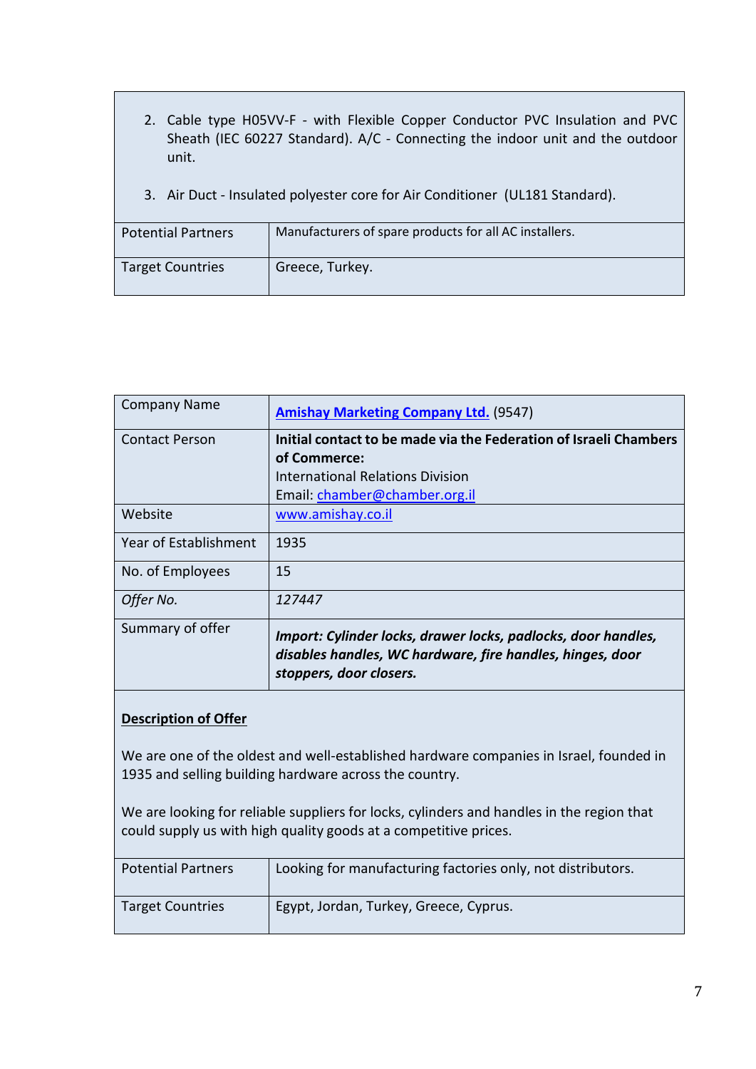2. Cable type H05VV-F - with Flexible Copper Conductor PVC Insulation and PVC Sheath (IEC 60227 Standard). A/C - Connecting the indoor unit and the outdoor unit.

3. Air Duct - Insulated polyester core for Air Conditioner (UL181 Standard).

| | |
|---|---|
| Potential Partners | Manufacturers of spare products for all AC installers. |
| Target Countries | Greece, Turkey. |

| | |
|---|---|
| Company Name | [Amishay Marketing Company Ltd.](www.amishay.co.il) (9547) |
| Contact Person | **Initial contact to be made via the Federation of Israeli Chambers of Commerce:** International Relations Division Email: chamber@chamber.org.il |
| Website | www.amishay.co.il |
| Year of Establishment | 1935 |
| No. of Employees | 15 |
| *Offer No.* | *127447* |
| Summary of offer | ***Import: Cylinder locks, drawer locks, padlocks, door handles, disables handles, WC hardware, fire handles, hinges, door stoppers, door closers.*** |

**Description of Offer**

We are one of the oldest and well-established hardware companies in Israel, founded in 1935 and selling building hardware across the country.

We are looking for reliable suppliers for locks, cylinders and handles in the region that could supply us with high quality goods at a competitive prices.

| | |
|---|---|
| Potential Partners | Looking for manufacturing factories only, not distributors. |
| Target Countries | Egypt, Jordan, Turkey, Greece, Cyprus. |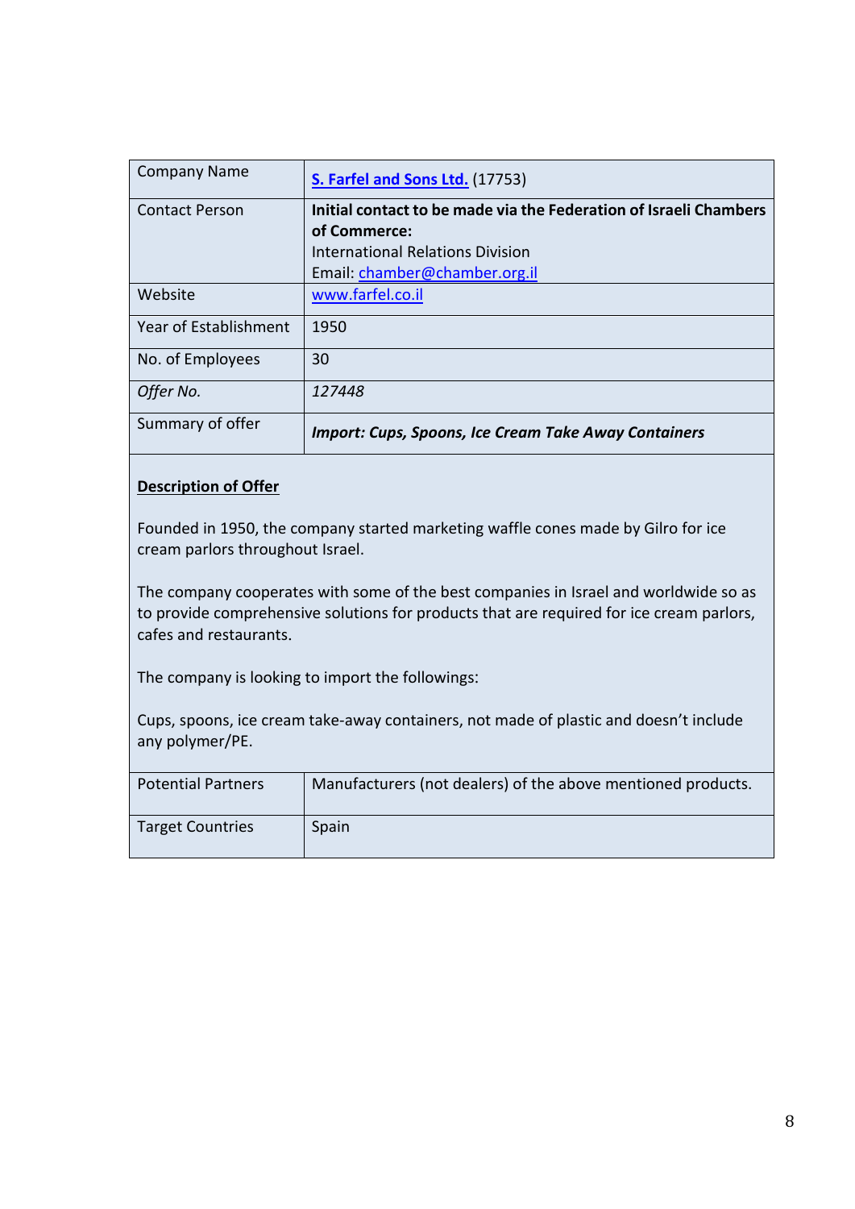| | |
|---|---|
| Company Name | **S. Farfel and Sons Ltd.** (17753) |
| Contact Person | **Initial contact to be made via the Federation of Israeli Chambers of Commerce:** International Relations Division Email: chamber@chamber.org.il |
| Website | www.farfel.co.il |
| Year of Establishment | 1950 |
| No. of Employees | 30 |
| *Offer No.* | *127448* |
| Summary of offer | ***Import: Cups, Spoons, Ice Cream Take Away Containers*** |

**Description of Offer**

Founded in 1950, the company started marketing waffle cones made by Gilro for ice cream parlors throughout Israel.

The company cooperates with some of the best companies in Israel and worldwide so as to provide comprehensive solutions for products that are required for ice cream parlors, cafes and restaurants.

The company is looking to import the followings:

Cups, spoons, ice cream take-away containers, not made of plastic and doesn't include any polymer/PE.

| | |
|---|---|
| Potential Partners | Manufacturers (not dealers) of the above mentioned products. |
| Target Countries | Spain |